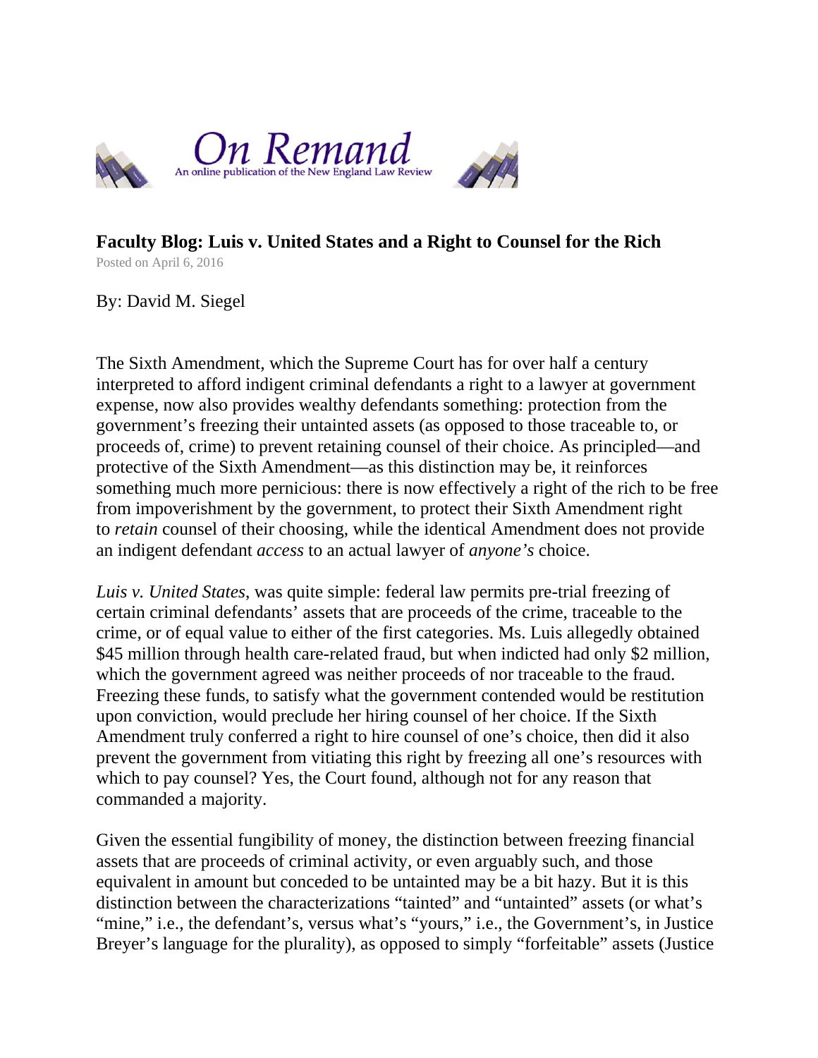On Remand

An online publication of the New England Law Review

# Faculty Blog: Luis v. United States and a Right to Counsel for the Rich

Posted on April 6, 2016

By: David M. Siegel

The Sixth Amendment, which the Supreme Court has for over half a century interpreted to afford indigent criminal defendants a right to a lawyer at government expense, now also provides wealthy defendants something: protection from the government's freezing their untainted assets (as opposed to those traceable to, or proceeds of, crime) to prevent retaining counsel of their choice. As principled—and protective of the Sixth Amendment—as this distinction may be, it reinforces something much more pernicious: there is now effectively a right of the rich to be free from impoverishment by the government, to protect their Sixth Amendment right to *retain* counsel of their choosing, while the identical Amendment does not provide an indigent defendant *access* to an actual lawyer of *anyone's* choice.

*Luis v. United States*, was quite simple: federal law permits pre-trial freezing of certain criminal defendants' assets that are proceeds of the crime, traceable to the crime, or of equal value to either of the first categories. Ms. Luis allegedly obtained $45 million through health care-related fraud, but when indicted had only $2 million, which the government agreed was neither proceeds of nor traceable to the fraud. Freezing these funds, to satisfy what the government contended would be restitution upon conviction, would preclude her hiring counsel of her choice. If the Sixth Amendment truly conferred a right to hire counsel of one's choice, then did it also prevent the government from vitiating this right by freezing all one's resources with which to pay counsel? Yes, the Court found, although not for any reason that commanded a majority.

Given the essential fungibility of money, the distinction between freezing financial assets that are proceeds of criminal activity, or even arguably such, and those equivalent in amount but conceded to be untainted may be a bit hazy. But it is this distinction between the characterizations "tainted" and "untainted" assets (or what's "mine," i.e., the defendant's, versus what's "yours," i.e., the Government's, in Justice Breyer's language for the plurality), as opposed to simply "forfeitable" assets (Justice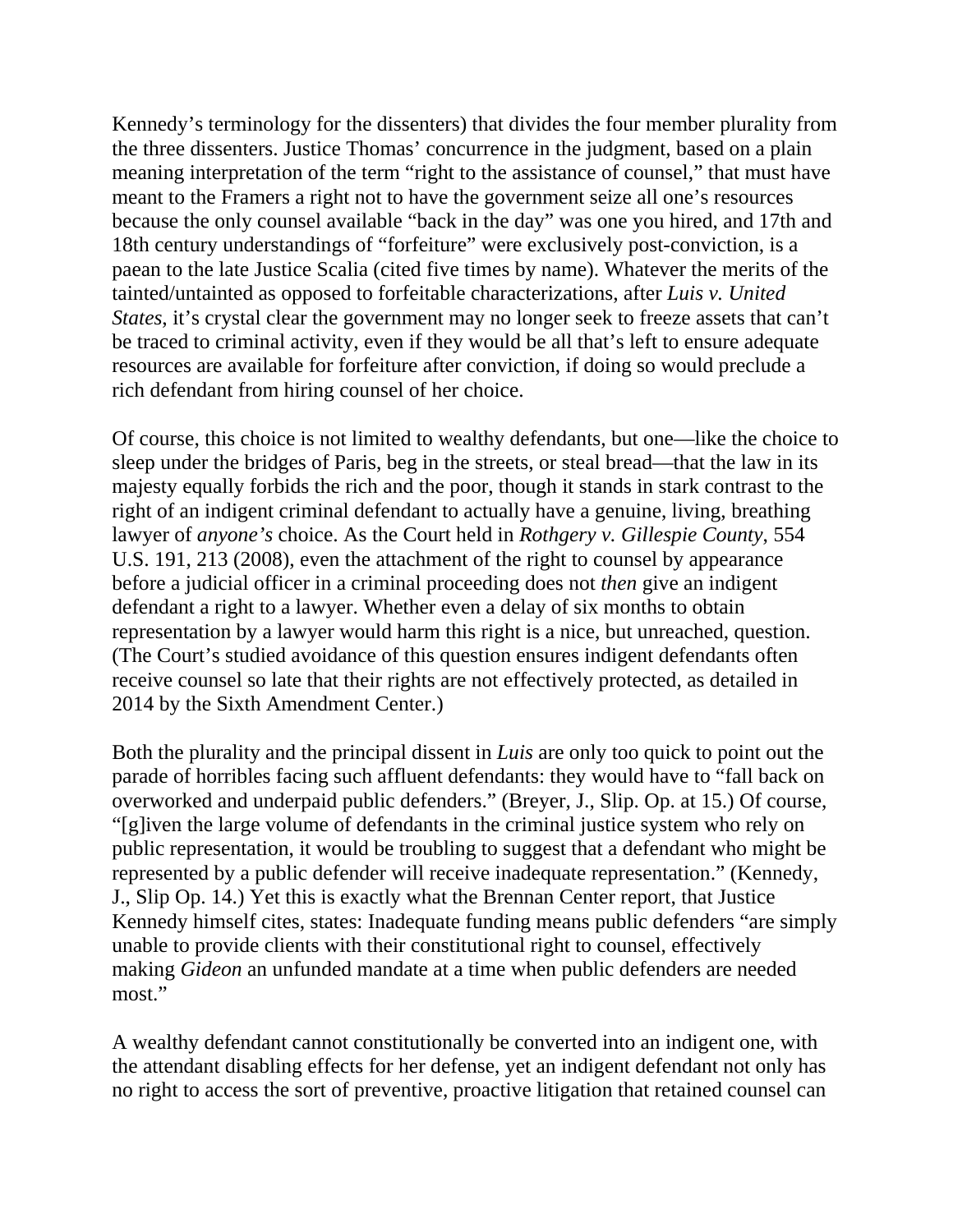Kennedy's terminology for the dissenters) that divides the four member plurality from the three dissenters. Justice Thomas' concurrence in the judgment, based on a plain meaning interpretation of the term "right to the assistance of counsel," that must have meant to the Framers a right not to have the government seize all one's resources because the only counsel available "back in the day" was one you hired, and 17th and 18th century understandings of "forfeiture" were exclusively post-conviction, is a paean to the late Justice Scalia (cited five times by name). Whatever the merits of the tainted/untainted as opposed to forfeitable characterizations, after *Luis v. United States*, it's crystal clear the government may no longer seek to freeze assets that can't be traced to criminal activity, even if they would be all that's left to ensure adequate resources are available for forfeiture after conviction, if doing so would preclude a rich defendant from hiring counsel of her choice.

Of course, this choice is not limited to wealthy defendants, but one—like the choice to sleep under the bridges of Paris, beg in the streets, or steal bread—that the law in its majesty equally forbids the rich and the poor, though it stands in stark contrast to the right of an indigent criminal defendant to actually have a genuine, living, breathing lawyer of *anyone's* choice. As the Court held in *Rothgery v. Gillespie County*, 554 U.S. 191, 213 (2008), even the attachment of the right to counsel by appearance before a judicial officer in a criminal proceeding does not *then* give an indigent defendant a right to a lawyer. Whether even a delay of six months to obtain representation by a lawyer would harm this right is a nice, but unreached, question. (The Court's studied avoidance of this question ensures indigent defendants often receive counsel so late that their rights are not effectively protected, as detailed in 2014 by the Sixth Amendment Center.)

Both the plurality and the principal dissent in *Luis* are only too quick to point out the parade of horribles facing such affluent defendants: they would have to "fall back on overworked and underpaid public defenders." (Breyer, J., Slip. Op. at 15.) Of course, "[g]iven the large volume of defendants in the criminal justice system who rely on public representation, it would be troubling to suggest that a defendant who might be represented by a public defender will receive inadequate representation." (Kennedy, J., Slip Op. 14.) Yet this is exactly what the Brennan Center report, that Justice Kennedy himself cites, states: Inadequate funding means public defenders "are simply unable to provide clients with their constitutional right to counsel, effectively making *Gideon* an unfunded mandate at a time when public defenders are needed most."

A wealthy defendant cannot constitutionally be converted into an indigent one, with the attendant disabling effects for her defense, yet an indigent defendant not only has no right to access the sort of preventive, proactive litigation that retained counsel can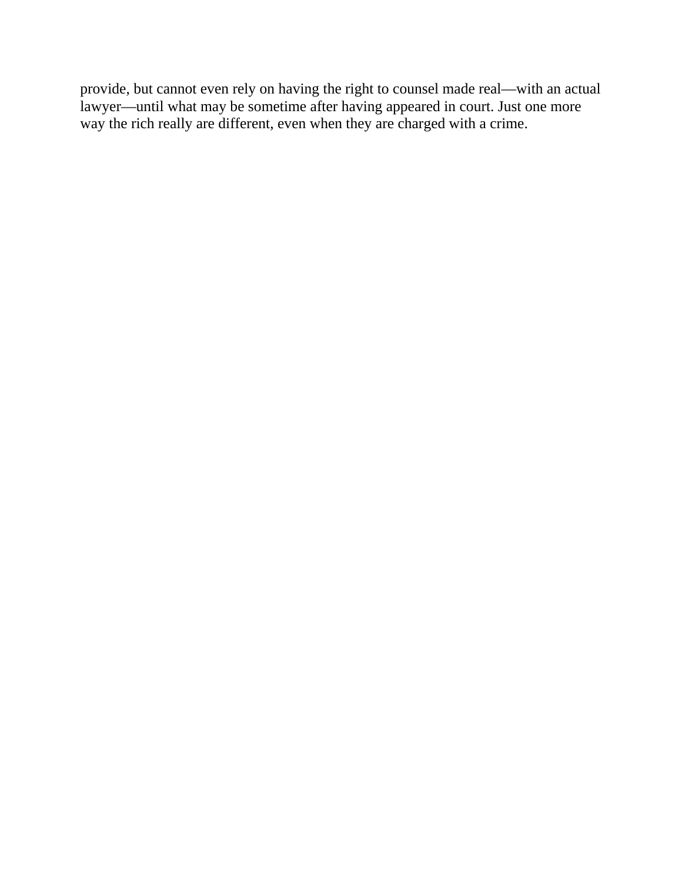provide, but cannot even rely on having the right to counsel made real—with an actual lawyer—until what may be sometime after having appeared in court. Just one more way the rich really are different, even when they are charged with a crime.